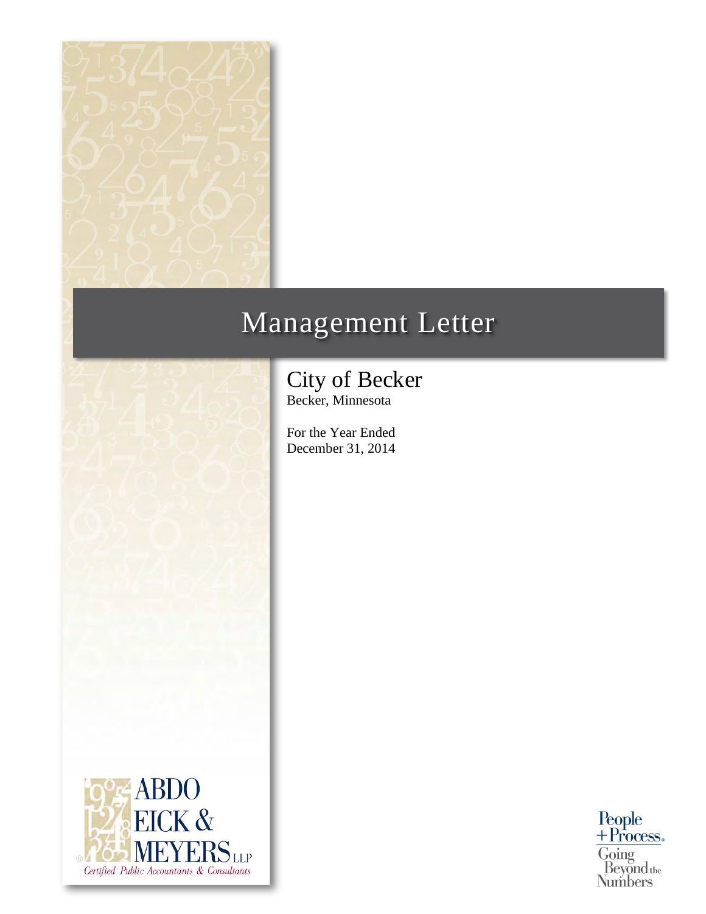# Management Letter

## City of Becker

Becker, Minnesota

For the Year Ended
December 31, 2014

ABDO EICK & MEYERS LLP
*Certified Public Accountants & Consultants*

People + Process. Going Beyond the Numbers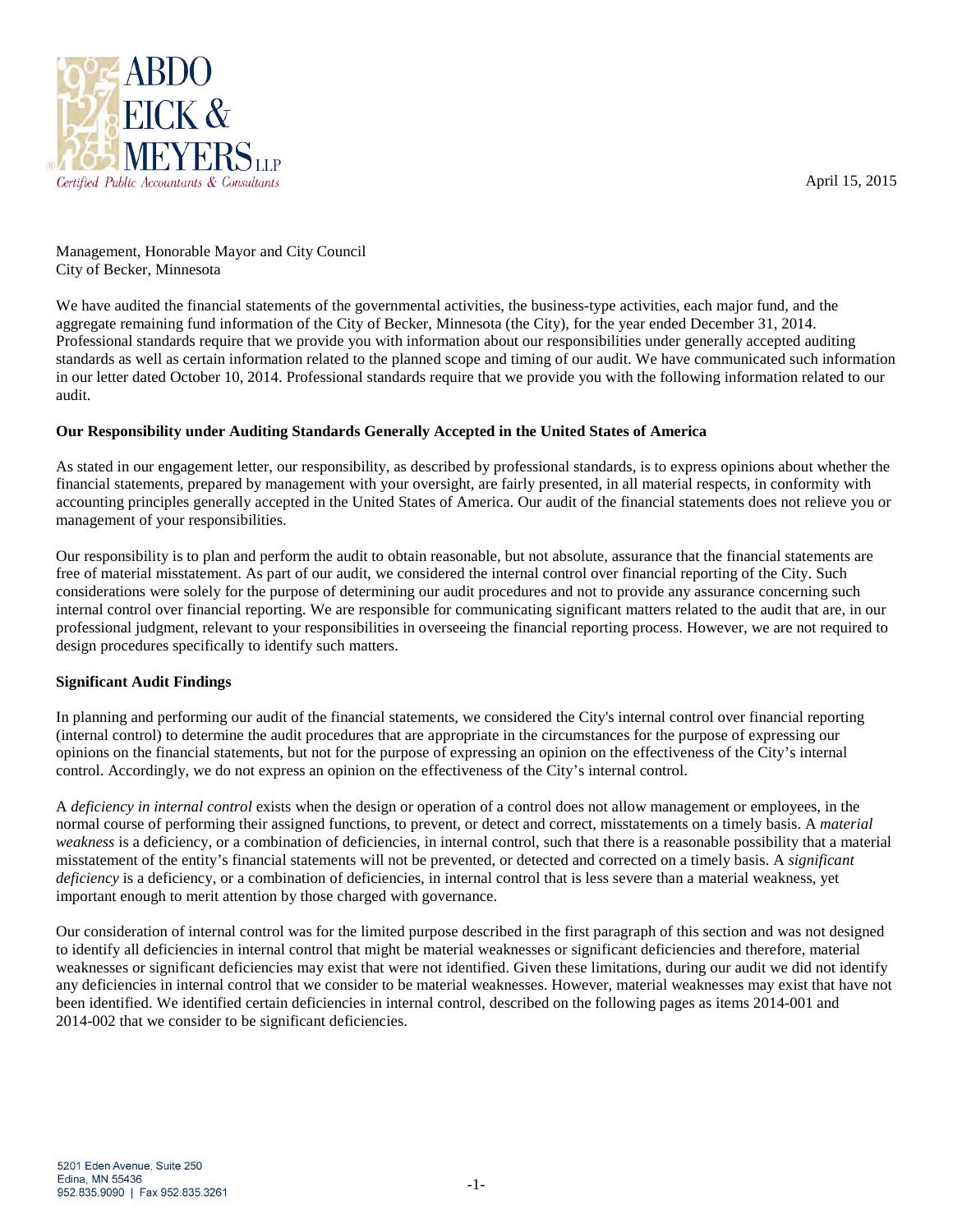April 15, 2015

Management, Honorable Mayor and City Council
City of Becker, Minnesota

We have audited the financial statements of the governmental activities, the business-type activities, each major fund, and the aggregate remaining fund information of the City of Becker, Minnesota (the City), for the year ended December 31, 2014. Professional standards require that we provide you with information about our responsibilities under generally accepted auditing standards as well as certain information related to the planned scope and timing of our audit. We have communicated such information in our letter dated October 10, 2014. Professional standards require that we provide you with the following information related to our audit.

**Our Responsibility under Auditing Standards Generally Accepted in the United States of America**

As stated in our engagement letter, our responsibility, as described by professional standards, is to express opinions about whether the financial statements, prepared by management with your oversight, are fairly presented, in all material respects, in conformity with accounting principles generally accepted in the United States of America. Our audit of the financial statements does not relieve you or management of your responsibilities.

Our responsibility is to plan and perform the audit to obtain reasonable, but not absolute, assurance that the financial statements are free of material misstatement. As part of our audit, we considered the internal control over financial reporting of the City. Such considerations were solely for the purpose of determining our audit procedures and not to provide any assurance concerning such internal control over financial reporting. We are responsible for communicating significant matters related to the audit that are, in our professional judgment, relevant to your responsibilities in overseeing the financial reporting process. However, we are not required to design procedures specifically to identify such matters.

**Significant Audit Findings**

In planning and performing our audit of the financial statements, we considered the City's internal control over financial reporting (internal control) to determine the audit procedures that are appropriate in the circumstances for the purpose of expressing our opinions on the financial statements, but not for the purpose of expressing an opinion on the effectiveness of the City's internal control. Accordingly, we do not express an opinion on the effectiveness of the City's internal control.

A *deficiency in internal control* exists when the design or operation of a control does not allow management or employees, in the normal course of performing their assigned functions, to prevent, or detect and correct, misstatements on a timely basis. A *material weakness* is a deficiency, or a combination of deficiencies, in internal control, such that there is a reasonable possibility that a material misstatement of the entity's financial statements will not be prevented, or detected and corrected on a timely basis. A *significant deficiency* is a deficiency, or a combination of deficiencies, in internal control that is less severe than a material weakness, yet important enough to merit attention by those charged with governance.

Our consideration of internal control was for the limited purpose described in the first paragraph of this section and was not designed to identify all deficiencies in internal control that might be material weaknesses or significant deficiencies and therefore, material weaknesses or significant deficiencies may exist that were not identified. Given these limitations, during our audit we did not identify any deficiencies in internal control that we consider to be material weaknesses. However, material weaknesses may exist that have not been identified. We identified certain deficiencies in internal control, described on the following pages as items 2014-001 and 2014-002 that we consider to be significant deficiencies.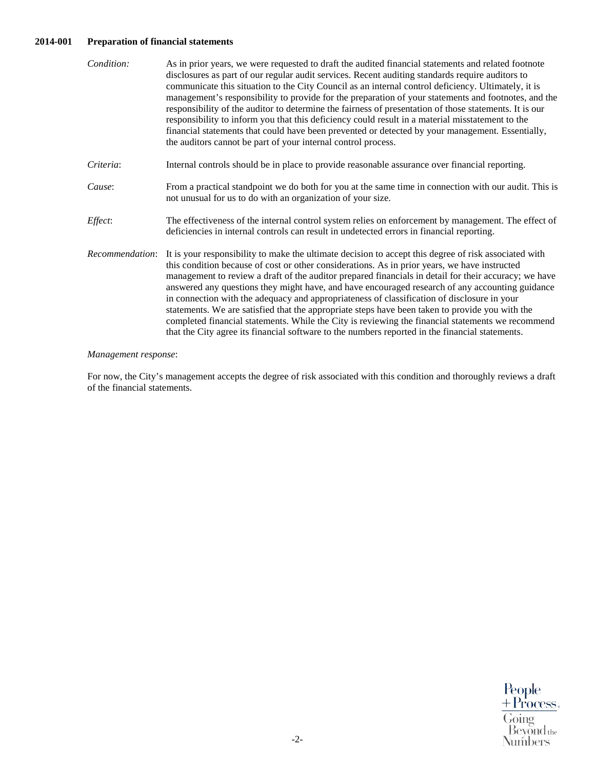**2014-001 Preparation of financial statements**

*Condition:* As in prior years, we were requested to draft the audited financial statements and related footnote disclosures as part of our regular audit services. Recent auditing standards require auditors to communicate this situation to the City Council as an internal control deficiency. Ultimately, it is management's responsibility to provide for the preparation of your statements and footnotes, and the responsibility of the auditor to determine the fairness of presentation of those statements. It is our responsibility to inform you that this deficiency could result in a material misstatement to the financial statements that could have been prevented or detected by your management. Essentially, the auditors cannot be part of your internal control process.

*Criteria*: Internal controls should be in place to provide reasonable assurance over financial reporting.

*Cause*: From a practical standpoint we do both for you at the same time in connection with our audit. This is not unusual for us to do with an organization of your size.

*Effect*: The effectiveness of the internal control system relies on enforcement by management. The effect of deficiencies in internal controls can result in undetected errors in financial reporting.

*Recommendation*: It is your responsibility to make the ultimate decision to accept this degree of risk associated with this condition because of cost or other considerations. As in prior years, we have instructed management to review a draft of the auditor prepared financials in detail for their accuracy; we have answered any questions they might have, and have encouraged research of any accounting guidance in connection with the adequacy and appropriateness of classification of disclosure in your statements. We are satisfied that the appropriate steps have been taken to provide you with the completed financial statements. While the City is reviewing the financial statements we recommend that the City agree its financial software to the numbers reported in the financial statements.

*Management response*:

For now, the City's management accepts the degree of risk associated with this condition and thoroughly reviews a draft of the financial statements.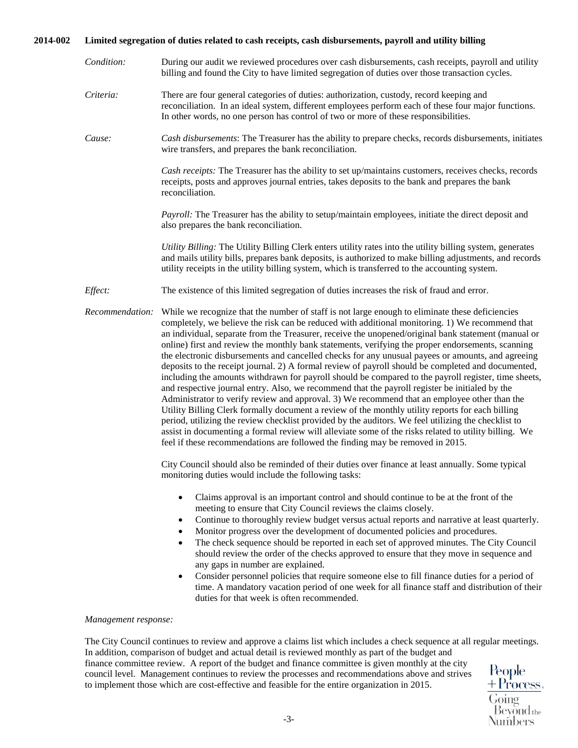**2014-002 Limited segregation of duties related to cash receipts, cash disbursements, payroll and utility billing**

*Condition:* During our audit we reviewed procedures over cash disbursements, cash receipts, payroll and utility billing and found the City to have limited segregation of duties over those transaction cycles.

*Criteria:* There are four general categories of duties: authorization, custody, record keeping and reconciliation. In an ideal system, different employees perform each of these four major functions. In other words, no one person has control of two or more of these responsibilities.

*Cause:* *Cash disbursements*: The Treasurer has the ability to prepare checks, records disbursements, initiates wire transfers, and prepares the bank reconciliation.

*Cash receipts:* The Treasurer has the ability to set up/maintains customers, receives checks, records receipts, posts and approves journal entries, takes deposits to the bank and prepares the bank reconciliation.

*Payroll:* The Treasurer has the ability to setup/maintain employees, initiate the direct deposit and also prepares the bank reconciliation.

*Utility Billing:* The Utility Billing Clerk enters utility rates into the utility billing system, generates and mails utility bills, prepares bank deposits, is authorized to make billing adjustments, and records utility receipts in the utility billing system, which is transferred to the accounting system.

*Effect:* The existence of this limited segregation of duties increases the risk of fraud and error.

*Recommendation:* While we recognize that the number of staff is not large enough to eliminate these deficiencies completely, we believe the risk can be reduced with additional monitoring. 1) We recommend that an individual, separate from the Treasurer, receive the unopened/original bank statement (manual or online) first and review the monthly bank statements, verifying the proper endorsements, scanning the electronic disbursements and cancelled checks for any unusual payees or amounts, and agreeing deposits to the receipt journal. 2) A formal review of payroll should be completed and documented, including the amounts withdrawn for payroll should be compared to the payroll register, time sheets, and respective journal entry. Also, we recommend that the payroll register be initialed by the Administrator to verify review and approval. 3) We recommend that an employee other than the Utility Billing Clerk formally document a review of the monthly utility reports for each billing period, utilizing the review checklist provided by the auditors. We feel utilizing the checklist to assist in documenting a formal review will alleviate some of the risks related to utility billing. We feel if these recommendations are followed the finding may be removed in 2015.

City Council should also be reminded of their duties over finance at least annually. Some typical monitoring duties would include the following tasks:

- Claims approval is an important control and should continue to be at the front of the meeting to ensure that City Council reviews the claims closely.
- Continue to thoroughly review budget versus actual reports and narrative at least quarterly.
- Monitor progress over the development of documented policies and procedures.
- The check sequence should be reported in each set of approved minutes. The City Council should review the order of the checks approved to ensure that they move in sequence and any gaps in number are explained.
- Consider personnel policies that require someone else to fill finance duties for a period of time. A mandatory vacation period of one week for all finance staff and distribution of their duties for that week is often recommended.

*Management response:*

The City Council continues to review and approve a claims list which includes a check sequence at all regular meetings. In addition, comparison of budget and actual detail is reviewed monthly as part of the budget and finance committee review. A report of the budget and finance committee is given monthly at the city council level. Management continues to review the processes and recommendations above and strives to implement those which are cost-effective and feasible for the entire organization in 2015.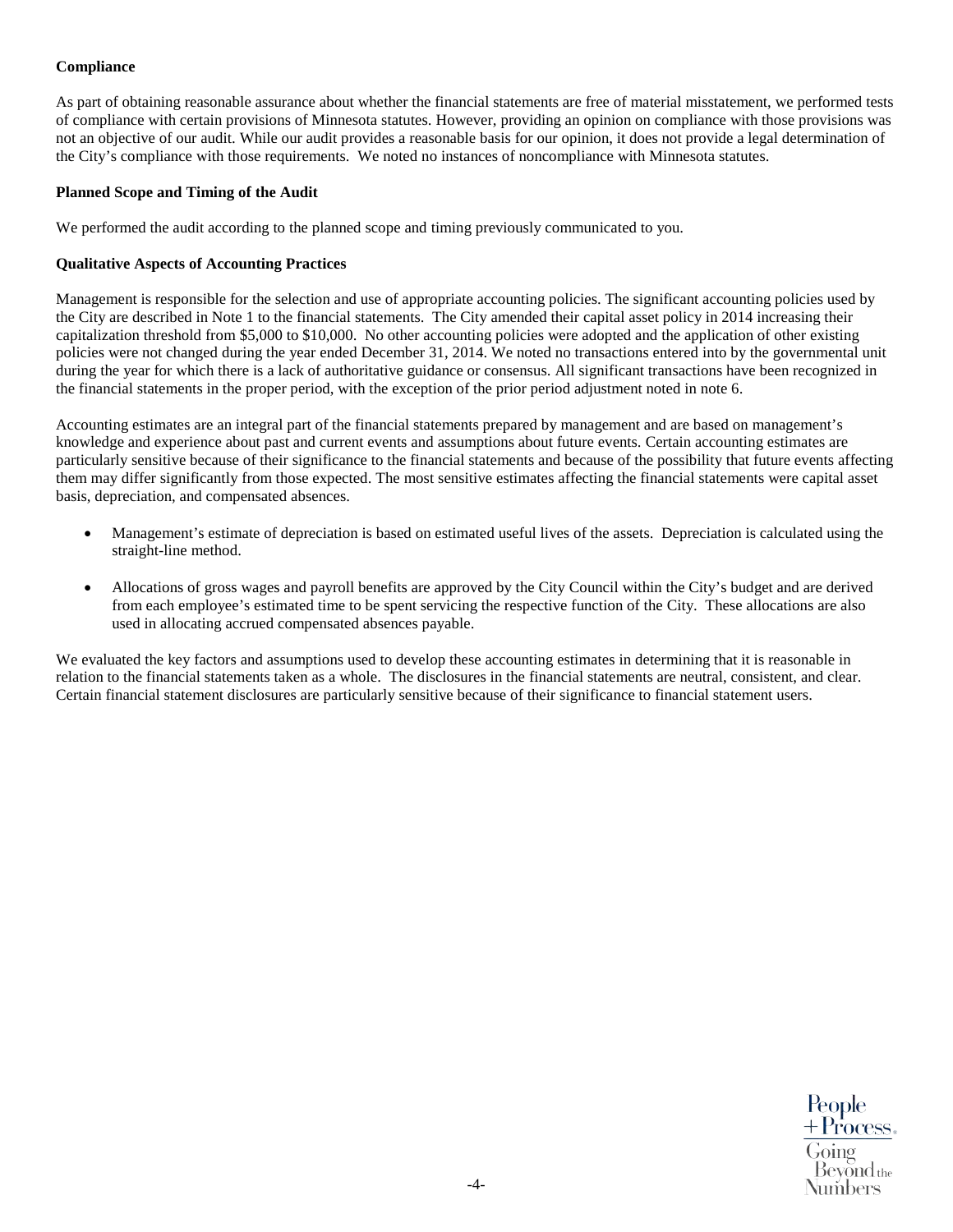**Compliance**

As part of obtaining reasonable assurance about whether the financial statements are free of material misstatement, we performed tests of compliance with certain provisions of Minnesota statutes. However, providing an opinion on compliance with those provisions was not an objective of our audit. While our audit provides a reasonable basis for our opinion, it does not provide a legal determination of the City's compliance with those requirements. We noted no instances of noncompliance with Minnesota statutes.

**Planned Scope and Timing of the Audit**

We performed the audit according to the planned scope and timing previously communicated to you.

**Qualitative Aspects of Accounting Practices**

Management is responsible for the selection and use of appropriate accounting policies. The significant accounting policies used by the City are described in Note 1 to the financial statements. The City amended their capital asset policy in 2014 increasing their capitalization threshold from $5,000 to $10,000. No other accounting policies were adopted and the application of other existing policies were not changed during the year ended December 31, 2014. We noted no transactions entered into by the governmental unit during the year for which there is a lack of authoritative guidance or consensus. All significant transactions have been recognized in the financial statements in the proper period, with the exception of the prior period adjustment noted in note 6.

Accounting estimates are an integral part of the financial statements prepared by management and are based on management's knowledge and experience about past and current events and assumptions about future events. Certain accounting estimates are particularly sensitive because of their significance to the financial statements and because of the possibility that future events affecting them may differ significantly from those expected. The most sensitive estimates affecting the financial statements were capital asset basis, depreciation, and compensated absences.

- Management's estimate of depreciation is based on estimated useful lives of the assets. Depreciation is calculated using the straight-line method.
- Allocations of gross wages and payroll benefits are approved by the City Council within the City's budget and are derived from each employee's estimated time to be spent servicing the respective function of the City. These allocations are also used in allocating accrued compensated absences payable.

We evaluated the key factors and assumptions used to develop these accounting estimates in determining that it is reasonable in relation to the financial statements taken as a whole. The disclosures in the financial statements are neutral, consistent, and clear. Certain financial statement disclosures are particularly sensitive because of their significance to financial statement users.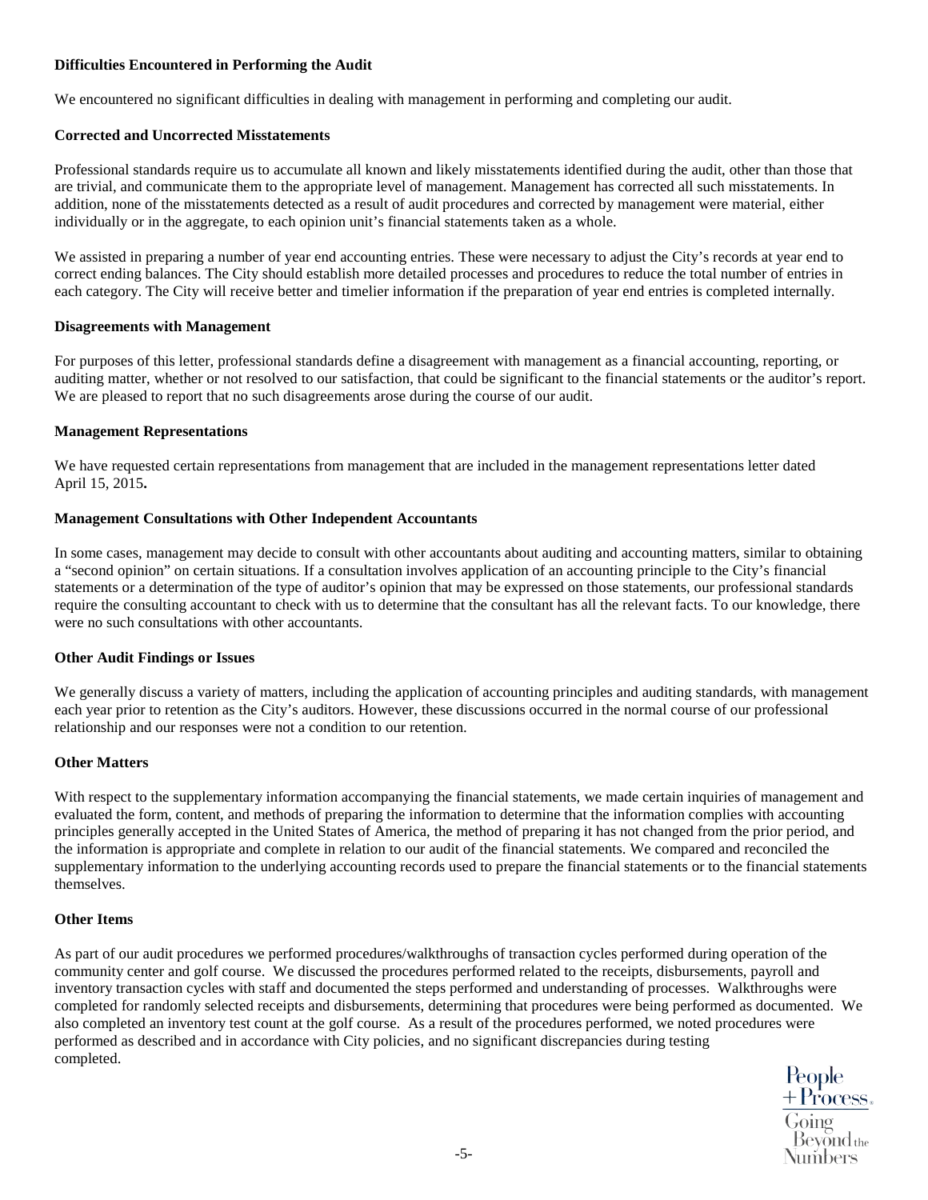**Difficulties Encountered in Performing the Audit**

We encountered no significant difficulties in dealing with management in performing and completing our audit.

**Corrected and Uncorrected Misstatements**

Professional standards require us to accumulate all known and likely misstatements identified during the audit, other than those that are trivial, and communicate them to the appropriate level of management. Management has corrected all such misstatements. In addition, none of the misstatements detected as a result of audit procedures and corrected by management were material, either individually or in the aggregate, to each opinion unit's financial statements taken as a whole.

We assisted in preparing a number of year end accounting entries. These were necessary to adjust the City's records at year end to correct ending balances. The City should establish more detailed processes and procedures to reduce the total number of entries in each category. The City will receive better and timelier information if the preparation of year end entries is completed internally.

**Disagreements with Management**

For purposes of this letter, professional standards define a disagreement with management as a financial accounting, reporting, or auditing matter, whether or not resolved to our satisfaction, that could be significant to the financial statements or the auditor's report. We are pleased to report that no such disagreements arose during the course of our audit.

**Management Representations**

We have requested certain representations from management that are included in the management representations letter dated April 15, 2015**.**

**Management Consultations with Other Independent Accountants**

In some cases, management may decide to consult with other accountants about auditing and accounting matters, similar to obtaining a "second opinion" on certain situations. If a consultation involves application of an accounting principle to the City's financial statements or a determination of the type of auditor's opinion that may be expressed on those statements, our professional standards require the consulting accountant to check with us to determine that the consultant has all the relevant facts. To our knowledge, there were no such consultations with other accountants.

**Other Audit Findings or Issues**

We generally discuss a variety of matters, including the application of accounting principles and auditing standards, with management each year prior to retention as the City's auditors. However, these discussions occurred in the normal course of our professional relationship and our responses were not a condition to our retention.

**Other Matters**

With respect to the supplementary information accompanying the financial statements, we made certain inquiries of management and evaluated the form, content, and methods of preparing the information to determine that the information complies with accounting principles generally accepted in the United States of America, the method of preparing it has not changed from the prior period, and the information is appropriate and complete in relation to our audit of the financial statements. We compared and reconciled the supplementary information to the underlying accounting records used to prepare the financial statements or to the financial statements themselves.

**Other Items**

As part of our audit procedures we performed procedures/walkthroughs of transaction cycles performed during operation of the community center and golf course. We discussed the procedures performed related to the receipts, disbursements, payroll and inventory transaction cycles with staff and documented the steps performed and understanding of processes. Walkthroughs were completed for randomly selected receipts and disbursements, determining that procedures were being performed as documented. We also completed an inventory test count at the golf course. As a result of the procedures performed, we noted procedures were performed as described and in accordance with City policies, and no significant discrepancies during testing completed.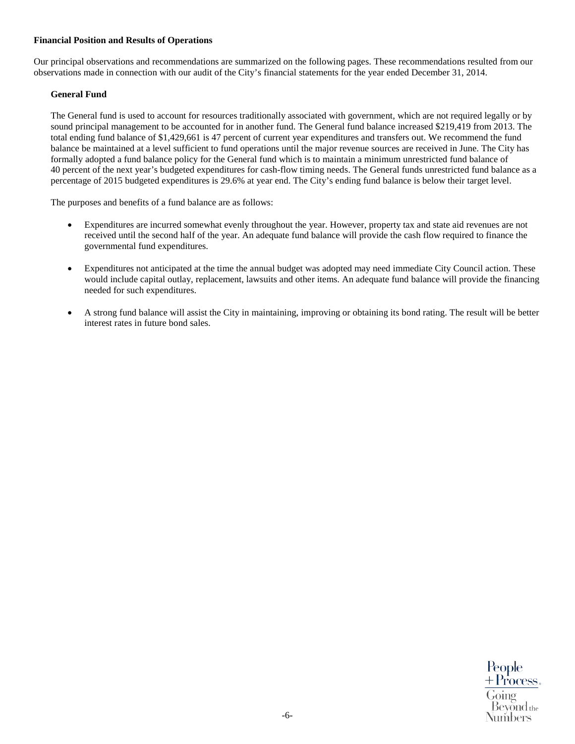**Financial Position and Results of Operations**

Our principal observations and recommendations are summarized on the following pages. These recommendations resulted from our observations made in connection with our audit of the City's financial statements for the year ended December 31, 2014.

**General Fund**

The General fund is used to account for resources traditionally associated with government, which are not required legally or by sound principal management to be accounted for in another fund. The General fund balance increased $219,419 from 2013. The total ending fund balance of $1,429,661 is 47 percent of current year expenditures and transfers out. We recommend the fund balance be maintained at a level sufficient to fund operations until the major revenue sources are received in June. The City has formally adopted a fund balance policy for the General fund which is to maintain a minimum unrestricted fund balance of 40 percent of the next year's budgeted expenditures for cash-flow timing needs. The General funds unrestricted fund balance as a percentage of 2015 budgeted expenditures is 29.6% at year end. The City's ending fund balance is below their target level.

The purposes and benefits of a fund balance are as follows:

- Expenditures are incurred somewhat evenly throughout the year. However, property tax and state aid revenues are not received until the second half of the year. An adequate fund balance will provide the cash flow required to finance the governmental fund expenditures.

- Expenditures not anticipated at the time the annual budget was adopted may need immediate City Council action. These would include capital outlay, replacement, lawsuits and other items. An adequate fund balance will provide the financing needed for such expenditures.

- A strong fund balance will assist the City in maintaining, improving or obtaining its bond rating. The result will be better interest rates in future bond sales.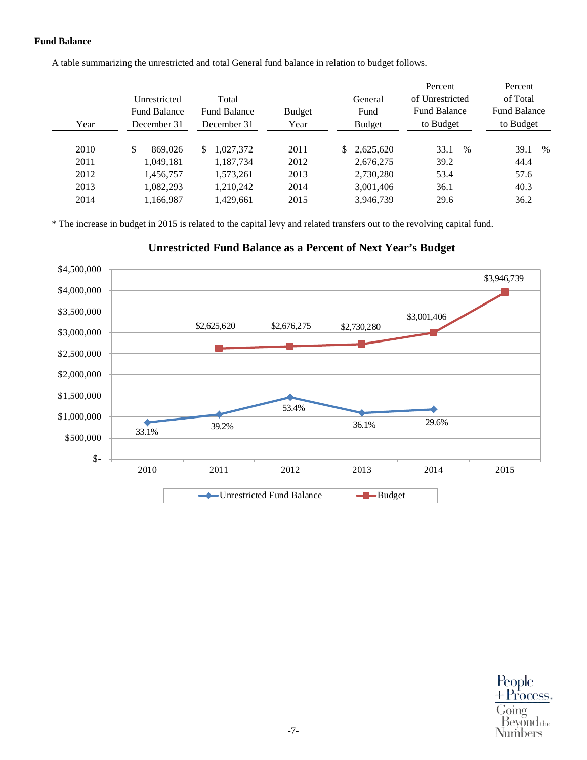### Fund Balance

A table summarizing the unrestricted and total General fund balance in relation to budget follows.

| Year | Unrestricted Fund Balance December 31 | Total Fund Balance December 31 | Budget Year | General Fund Budget | Percent of Unrestricted Fund Balance to Budget | Percent of Total Fund Balance to Budget |
|---|---|---|---|---|---|---|
| 2010 | $ 869,026 | $ 1,027,372 | 2011 | $ 2,625,620 | 33.1 % | 39.1 % |
| 2011 | 1,049,181 | 1,187,734 | 2012 | 2,676,275 | 39.2 | 44.4 |
| 2012 | 1,456,757 | 1,573,261 | 2013 | 2,730,280 | 53.4 | 57.6 |
| 2013 | 1,082,293 | 1,210,242 | 2014 | 3,001,406 | 36.1 | 40.3 |
| 2014 | 1,166,987 | 1,429,661 | 2015 | 3,946,739 | 29.6 | 36.2 |

* The increase in budget in 2015 is related to the capital levy and related transfers out to the revolving capital fund.

**Unrestricted Fund Balance as a Percent of Next Year's Budget**

| Year | Unrestricted Fund Balance | Percent | Budget |
|---|---|---|---|
| 2010 | | 33.1% | |
| 2011 | | 39.2% | $2,625,620 |
| 2012 | | 53.4% | $2,676,275 |
| 2013 | | 36.1% | $2,730,280 |
| 2014 | | 29.6% | $3,001,406 |
| 2015 | | | $3,946,739 |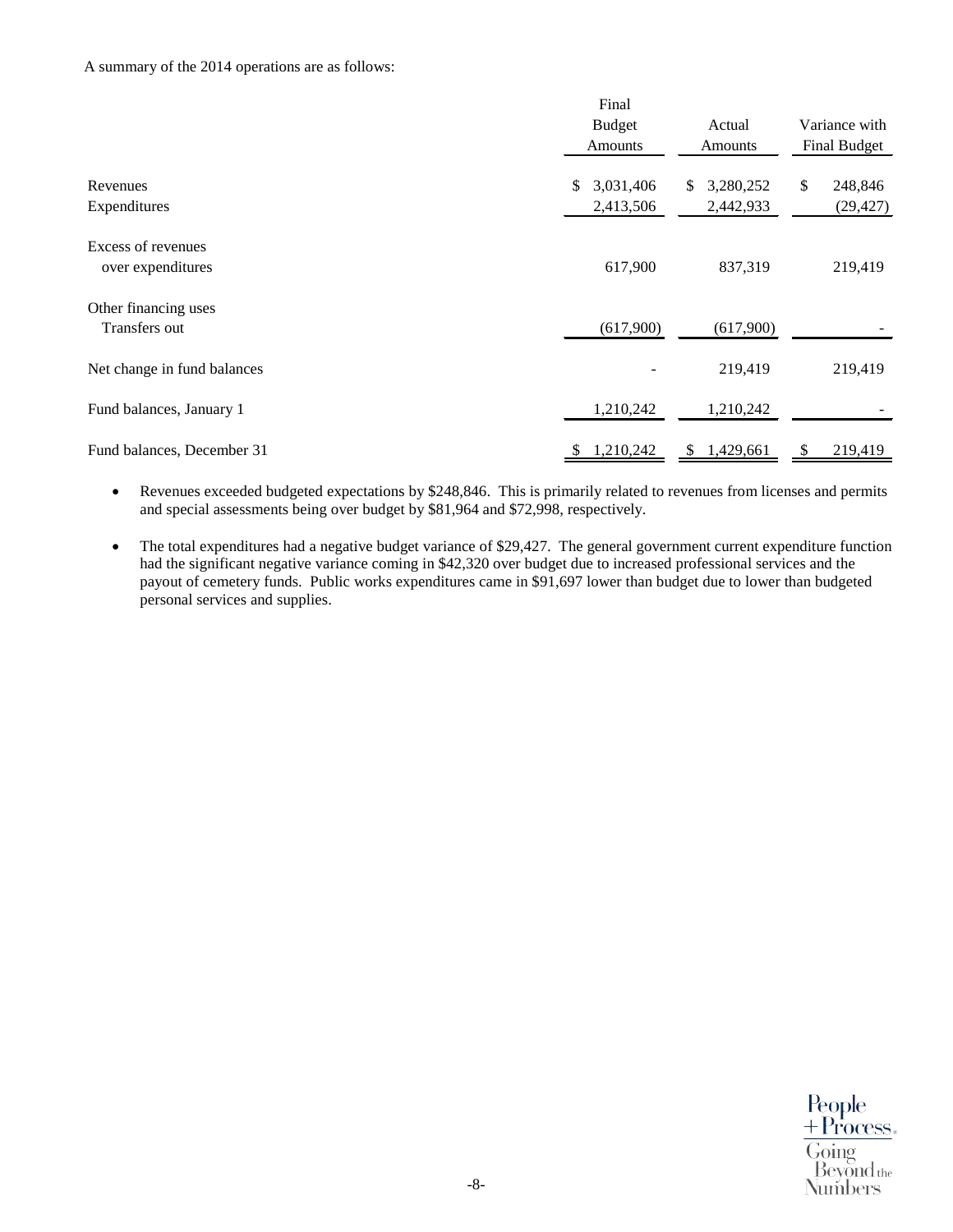A summary of the 2014 operations are as follows:

| | Final Budget Amounts | Actual Amounts | Variance with Final Budget |
|---|---|---|---|
| Revenues | $ 3,031,406 | $ 3,280,252 | $ 248,846 |
| Expenditures | 2,413,506 | 2,442,933 | (29,427) |
| Excess of revenues over expenditures | 617,900 | 837,319 | 219,419 |
| Other financing uses | | | |
| Transfers out | (617,900) | (617,900) | - |
| Net change in fund balances | - | 219,419 | 219,419 |
| Fund balances, January 1 | 1,210,242 | 1,210,242 | - |
| Fund balances, December 31 | $ 1,210,242 | $ 1,429,661 | $ 219,419 |

- Revenues exceeded budgeted expectations by $248,846. This is primarily related to revenues from licenses and permits and special assessments being over budget by $81,964 and $72,998, respectively.

- The total expenditures had a negative budget variance of $29,427. The general government current expenditure function had the significant negative variance coming in $42,320 over budget due to increased professional services and the payout of cemetery funds. Public works expenditures came in $91,697 lower than budget due to lower than budgeted personal services and supplies.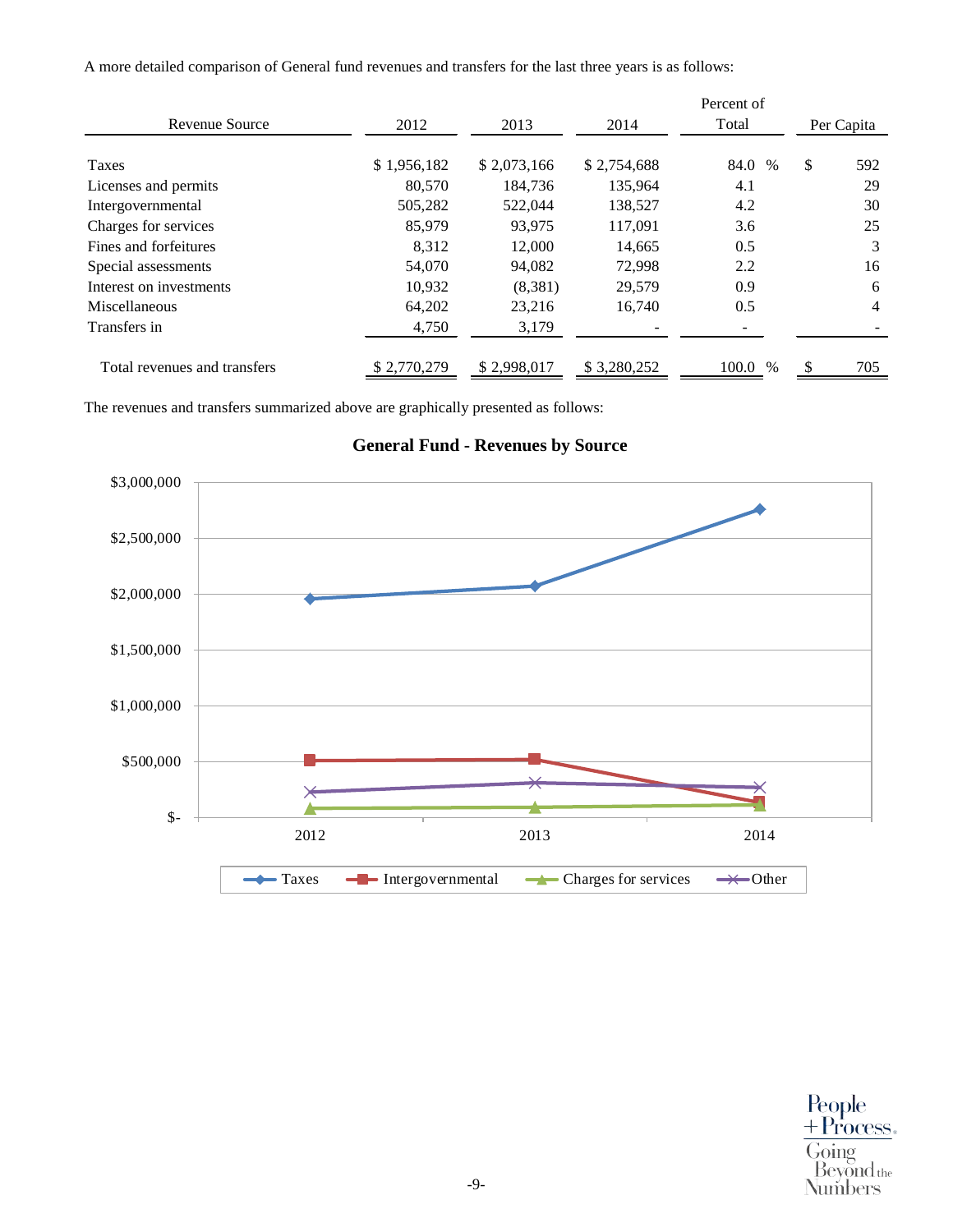A more detailed comparison of General fund revenues and transfers for the last three years is as follows:

| Revenue Source | 2012 | 2013 | 2014 | Percent of Total | Per Capita |
|---|---|---|---|---|---|
| Taxes | $ 1,956,182 | $ 2,073,166 | $ 2,754,688 | 84.0 % | $ 592 |
| Licenses and permits | 80,570 | 184,736 | 135,964 | 4.1 | 29 |
| Intergovernmental | 505,282 | 522,044 | 138,527 | 4.2 | 30 |
| Charges for services | 85,979 | 93,975 | 117,091 | 3.6 | 25 |
| Fines and forfeitures | 8,312 | 12,000 | 14,665 | 0.5 | 3 |
| Special assessments | 54,070 | 94,082 | 72,998 | 2.2 | 16 |
| Interest on investments | 10,932 | (8,381) | 29,579 | 0.9 | 6 |
| Miscellaneous | 64,202 | 23,216 | 16,740 | 0.5 | 4 |
| Transfers in | 4,750 | 3,179 | - | - | - |
| Total revenues and transfers | $ 2,770,279 | $ 2,998,017 | $ 3,280,252 | 100.0 % | $ 705 |

The revenues and transfers summarized above are graphically presented as follows:

**General Fund - Revenues by Source**

$3,000,000
$2,500,000
$2,000,000
$1,500,000
$1,000,000
$500,000
$-

2012 2013 2014

Taxes Intergovernmental Charges for services Other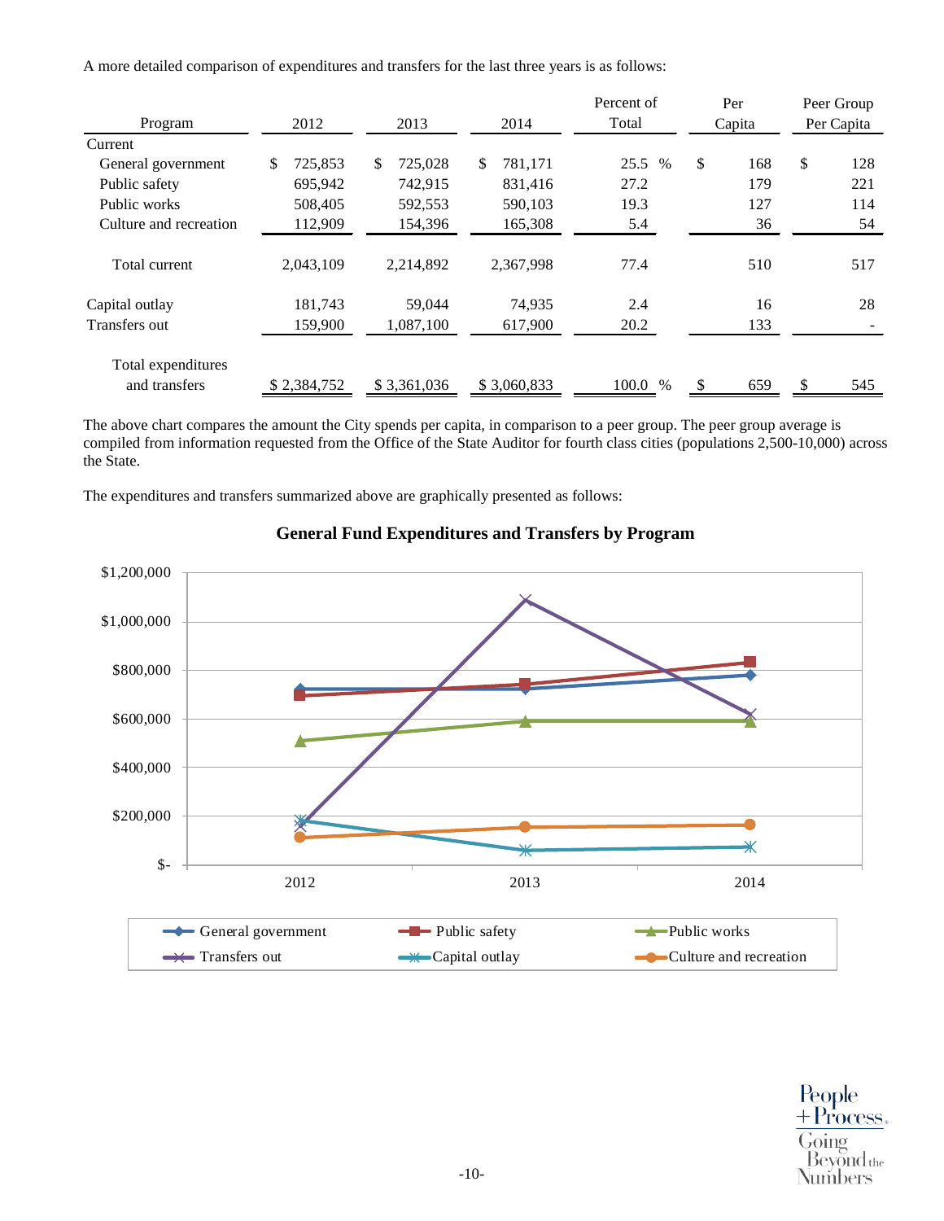A more detailed comparison of expenditures and transfers for the last three years is as follows:

| Program | 2012 | 2013 | 2014 | Percent of Total | Per Capita | Peer Group Per Capita |
|---|---|---|---|---|---|---|
| Current | | | | | | |
| General government | $ 725,853 | $ 725,028 | $ 781,171 | 25.5 % | $ 168 | $ 128 |
| Public safety | 695,942 | 742,915 | 831,416 | 27.2 | 179 | 221 |
| Public works | 508,405 | 592,553 | 590,103 | 19.3 | 127 | 114 |
| Culture and recreation | 112,909 | 154,396 | 165,308 | 5.4 | 36 | 54 |
| Total current | 2,043,109 | 2,214,892 | 2,367,998 | 77.4 | 510 | 517 |
| Capital outlay | 181,743 | 59,044 | 74,935 | 2.4 | 16 | 28 |
| Transfers out | 159,900 | 1,087,100 | 617,900 | 20.2 | 133 | - |
| Total expenditures and transfers | $ 2,384,752 | $ 3,361,036 | $ 3,060,833 | 100.0 % | $ 659 | $ 545 |

The above chart compares the amount the City spends per capita, in comparison to a peer group. The peer group average is compiled from information requested from the Office of the State Auditor for fourth class cities (populations 2,500-10,000) across the State.

The expenditures and transfers summarized above are graphically presented as follows:

**General Fund Expenditures and Transfers by Program**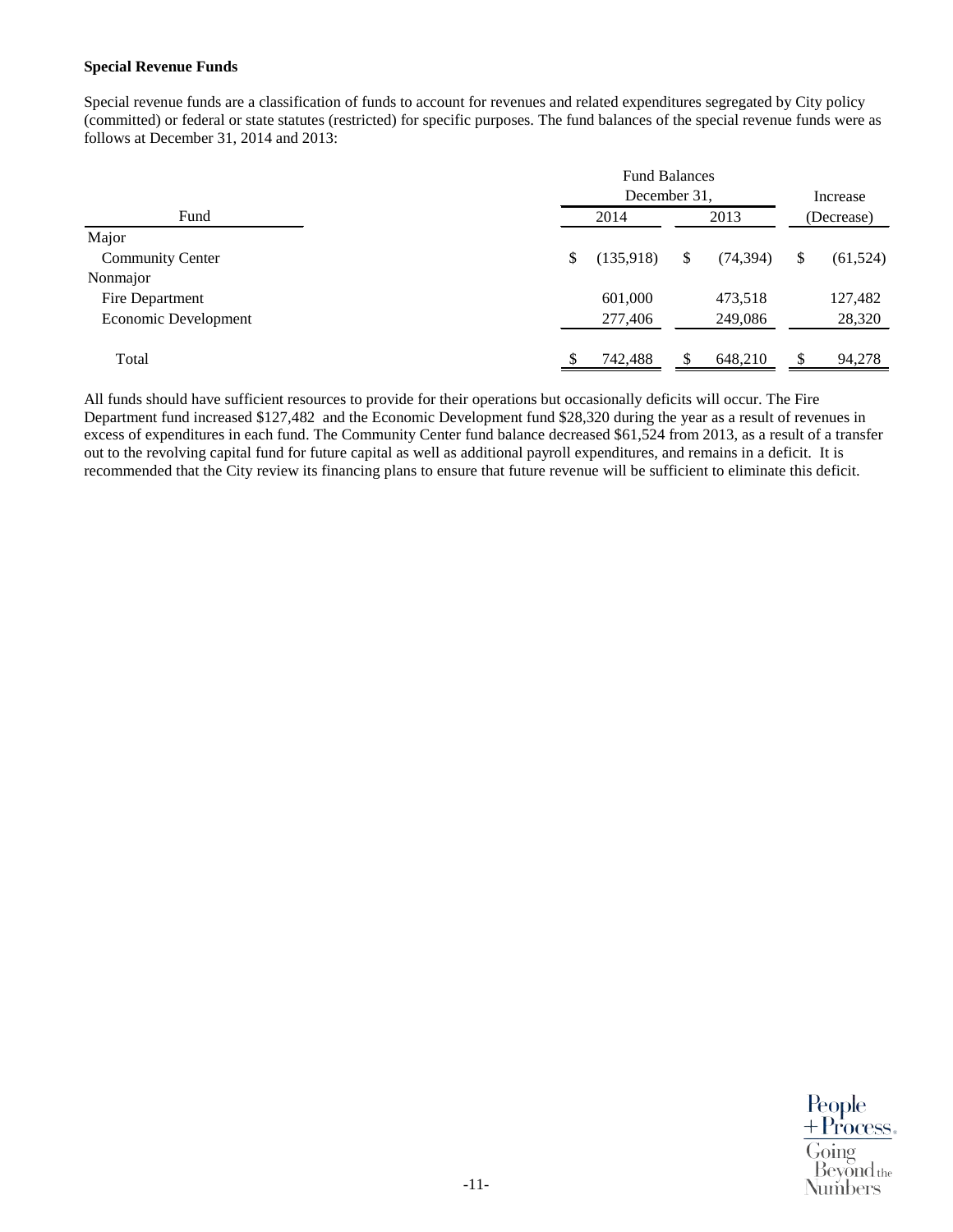**Special Revenue Funds**

Special revenue funds are a classification of funds to account for revenues and related expenditures segregated by City policy (committed) or federal or state statutes (restricted) for specific purposes. The fund balances of the special revenue funds were as follows at December 31, 2014 and 2013:

| Fund | Fund Balances December 31, 2014 | Fund Balances December 31, 2013 | Increase (Decrease) |
|---|---|---|---|
| Major | | | |
| Community Center | $ (135,918) | $ (74,394) | $ (61,524) |
| Nonmajor | | | |
| Fire Department | 601,000 | 473,518 | 127,482 |
| Economic Development | 277,406 | 249,086 | 28,320 |
| Total | $ 742,488 | $ 648,210 | $ 94,278 |

All funds should have sufficient resources to provide for their operations but occasionally deficits will occur. The Fire Department fund increased $127,482 and the Economic Development fund $28,320 during the year as a result of revenues in excess of expenditures in each fund. The Community Center fund balance decreased $61,524 from 2013, as a result of a transfer out to the revolving capital fund for future capital as well as additional payroll expenditures, and remains in a deficit. It is recommended that the City review its financing plans to ensure that future revenue will be sufficient to eliminate this deficit.

People + Process. Going Beyond the Numbers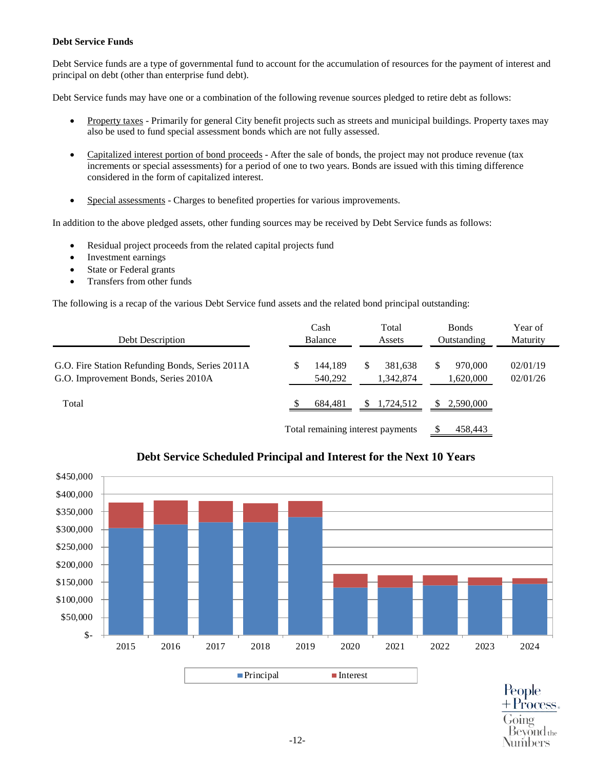**Debt Service Funds**

Debt Service funds are a type of governmental fund to account for the accumulation of resources for the payment of interest and principal on debt (other than enterprise fund debt).

Debt Service funds may have one or a combination of the following revenue sources pledged to retire debt as follows:

- Property taxes - Primarily for general City benefit projects such as streets and municipal buildings. Property taxes may also be used to fund special assessment bonds which are not fully assessed.
- Capitalized interest portion of bond proceeds - After the sale of bonds, the project may not produce revenue (tax increments or special assessments) for a period of one to two years. Bonds are issued with this timing difference considered in the form of capitalized interest.
- Special assessments - Charges to benefited properties for various improvements.

In addition to the above pledged assets, other funding sources may be received by Debt Service funds as follows:

- Residual project proceeds from the related capital projects fund
- Investment earnings
- State or Federal grants
- Transfers from other funds

The following is a recap of the various Debt Service fund assets and the related bond principal outstanding:

| Debt Description | Cash Balance | Total Assets | Bonds Outstanding | Year of Maturity |
|---|---|---|---|---|
| G.O. Fire Station Refunding Bonds, Series 2011A | $ 144,189 | $ 381,638 | $ 970,000 | 02/01/19 |
| G.O. Improvement Bonds, Series 2010A | 540,292 | 1,342,874 | 1,620,000 | 02/01/26 |
| Total | $ 684,481 | $ 1,724,512 | $ 2,590,000 | |
| | | Total remaining interest payments | $ 458,443 | |

**Debt Service Scheduled Principal and Interest for the Next 10 Years**

| Year | Principal | Interest |
|---|---|---|
| 2015 | ~$303,000 | ~$72,000 |
| 2016 | ~$313,000 | ~$68,000 |
| 2017 | ~$320,000 | ~$60,000 |
| 2018 | ~$320,000 | ~$53,000 |
| 2019 | ~$335,000 | ~$45,000 |
| 2020 | ~$135,000 | ~$38,000 |
| 2021 | ~$135,000 | ~$34,000 |
| 2022 | ~$140,000 | ~$29,000 |
| 2023 | ~$140,000 | ~$23,000 |
| 2024 | ~$145,000 | ~$15,000 |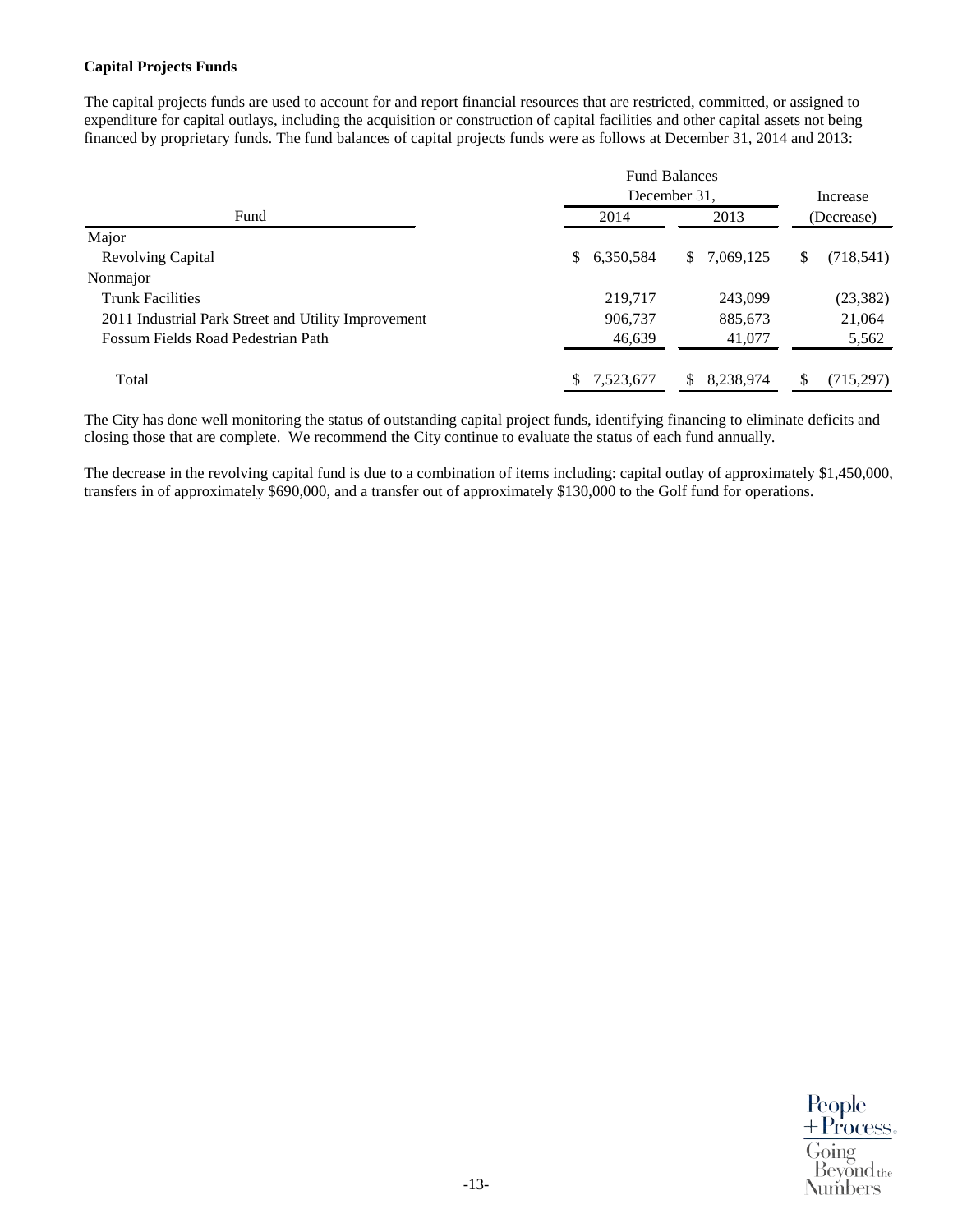**Capital Projects Funds**

The capital projects funds are used to account for and report financial resources that are restricted, committed, or assigned to expenditure for capital outlays, including the acquisition or construction of capital facilities and other capital assets not being financed by proprietary funds. The fund balances of capital projects funds were as follows at December 31, 2014 and 2013:

| Fund | Fund Balances December 31, 2014 | Fund Balances December 31, 2013 | Increase (Decrease) |
|---|---|---|---|
| Major | | | |
| Revolving Capital | $ 6,350,584 | $ 7,069,125 | $ (718,541) |
| Nonmajor | | | |
| Trunk Facilities | 219,717 | 243,099 | (23,382) |
| 2011 Industrial Park Street and Utility Improvement | 906,737 | 885,673 | 21,064 |
| Fossum Fields Road Pedestrian Path | 46,639 | 41,077 | 5,562 |
| Total | $ 7,523,677 | $ 8,238,974 | $ (715,297) |

The City has done well monitoring the status of outstanding capital project funds, identifying financing to eliminate deficits and closing those that are complete. We recommend the City continue to evaluate the status of each fund annually.

The decrease in the revolving capital fund is due to a combination of items including: capital outlay of approximately $1,450,000, transfers in of approximately $690,000, and a transfer out of approximately $130,000 to the Golf fund for operations.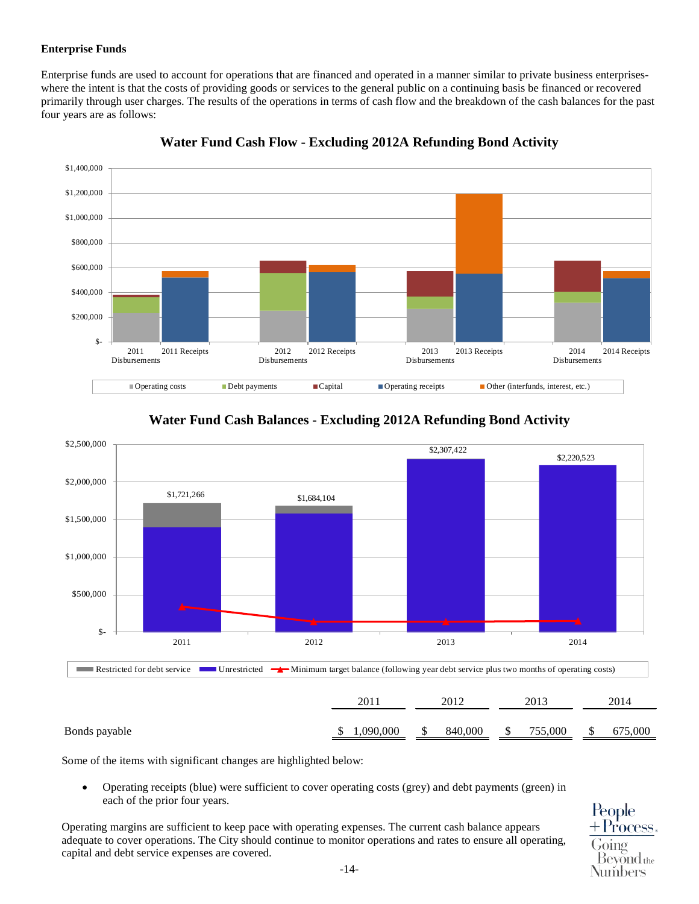**Enterprise Funds**

Enterprise funds are used to account for operations that are financed and operated in a manner similar to private business enterprises-where the intent is that the costs of providing goods or services to the general public on a continuing basis be financed or recovered primarily through user charges. The results of the operations in terms of cash flow and the breakdown of the cash balances for the past four years are as follows:

**Water Fund Cash Flow - Excluding 2012A Refunding Bond Activity**

**Water Fund Cash Balances - Excluding 2012A Refunding Bond Activity**

|  | 2011 | 2012 | 2013 | 2014 |
|---|---|---|---|---|
| Bonds payable | $ 1,090,000 | $ 840,000 | $ 755,000 | $ 675,000 |

Some of the items with significant changes are highlighted below:

- Operating receipts (blue) were sufficient to cover operating costs (grey) and debt payments (green) in each of the prior four years.

Operating margins are sufficient to keep pace with operating expenses. The current cash balance appears adequate to cover operations. The City should continue to monitor operations and rates to ensure all operating, capital and debt service expenses are covered.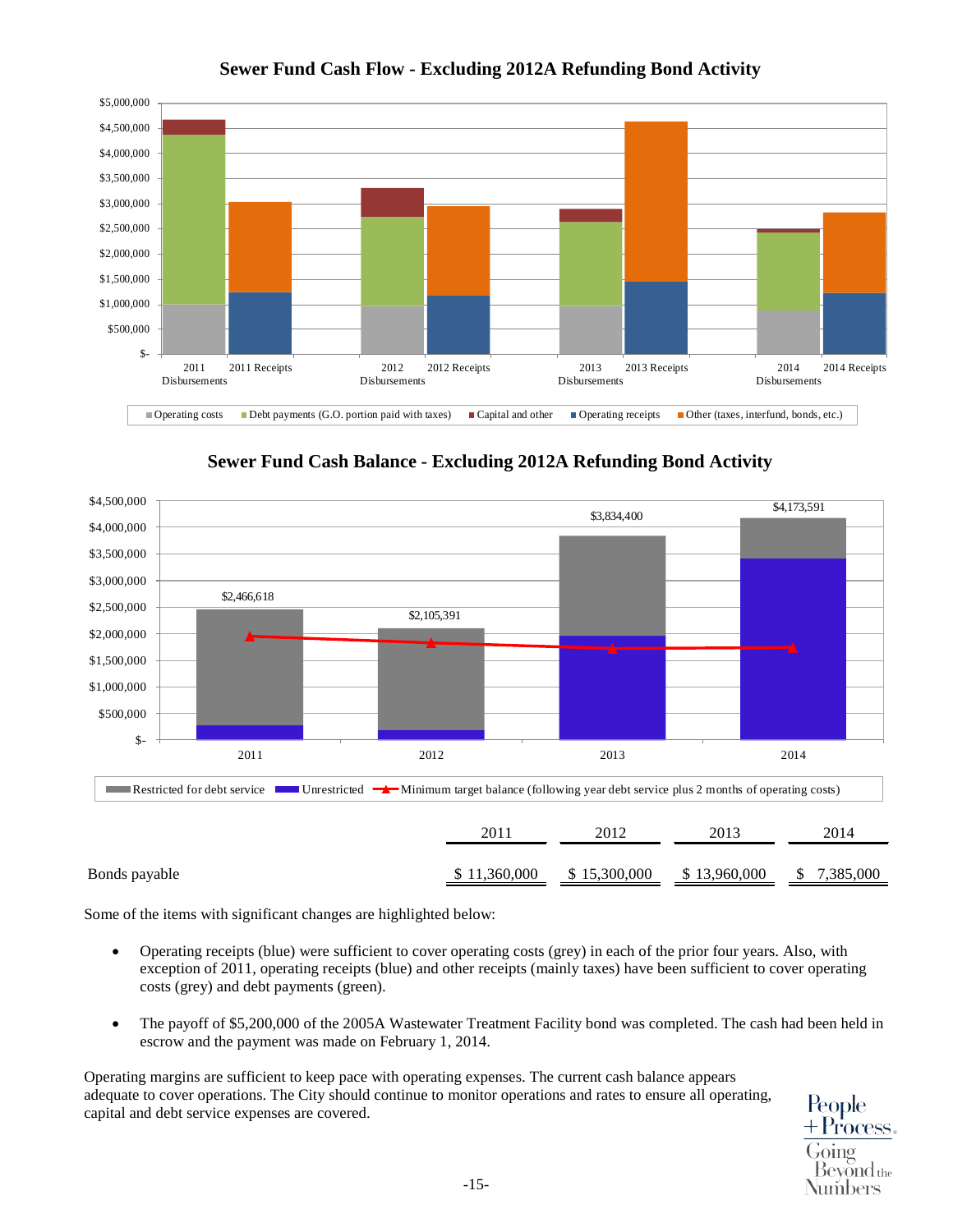## Sewer Fund Cash Flow - Excluding 2012A Refunding Bond Activity

## Sewer Fund Cash Balance - Excluding 2012A Refunding Bond Activity

| | 2011 | 2012 | 2013 | 2014 |
|---|---|---|---|---|
| Bonds payable | $ 11,360,000 | $ 15,300,000 | $ 13,960,000 | $ 7,385,000 |

Some of the items with significant changes are highlighted below:

- Operating receipts (blue) were sufficient to cover operating costs (grey) in each of the prior four years. Also, with exception of 2011, operating receipts (blue) and other receipts (mainly taxes) have been sufficient to cover operating costs (grey) and debt payments (green).

- The payoff of $5,200,000 of the 2005A Wastewater Treatment Facility bond was completed. The cash had been held in escrow and the payment was made on February 1, 2014.

Operating margins are sufficient to keep pace with operating expenses. The current cash balance appears adequate to cover operations. The City should continue to monitor operations and rates to ensure all operating, capital and debt service expenses are covered.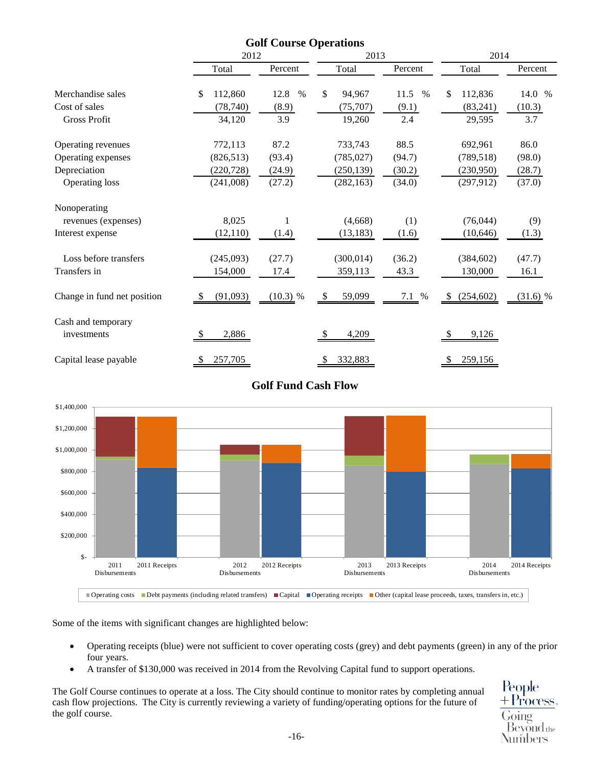## Golf Course Operations

| | 2012 | | 2013 | | 2014 | |
|---|---|---|---|---|---|---|
| | Total | Percent | Total | Percent | Total | Percent |
| Merchandise sales | $ 112,860 | 12.8 % | $ 94,967 | 11.5 % | $ 112,836 | 14.0 % |
| Cost of sales | (78,740) | (8.9) | (75,707) | (9.1) | (83,241) | (10.3) |
| Gross Profit | 34,120 | 3.9 | 19,260 | 2.4 | 29,595 | 3.7 |
| Operating revenues | 772,113 | 87.2 | 733,743 | 88.5 | 692,961 | 86.0 |
| Operating expenses | (826,513) | (93.4) | (785,027) | (94.7) | (789,518) | (98.0) |
| Depreciation | (220,728) | (24.9) | (250,139) | (30.2) | (230,950) | (28.7) |
| Operating loss | (241,008) | (27.2) | (282,163) | (34.0) | (297,912) | (37.0) |
| Nonoperating revenues (expenses) | 8,025 | 1 | (4,668) | (1) | (76,044) | (9) |
| Interest expense | (12,110) | (1.4) | (13,183) | (1.6) | (10,646) | (1.3) |
| Loss before transfers | (245,093) | (27.7) | (300,014) | (36.2) | (384,602) | (47.7) |
| Transfers in | 154,000 | 17.4 | 359,113 | 43.3 | 130,000 | 16.1 |
| Change in fund net position | $ (91,093) | (10.3) % | $ 59,099 | 7.1 % | $ (254,602) | (31.6) % |
| Cash and temporary investments | $ 2,886 | | $ 4,209 | | $ 9,126 | |
| Capital lease payable | $ 257,705 | | $ 332,883 | | $ 259,156 | |

## Golf Fund Cash Flow

Some of the items with significant changes are highlighted below:

- Operating receipts (blue) were not sufficient to cover operating costs (grey) and debt payments (green) in any of the prior four years.
- A transfer of $130,000 was received in 2014 from the Revolving Capital fund to support operations.

The Golf Course continues to operate at a loss. The City should continue to monitor rates by completing annual cash flow projections. The City is currently reviewing a variety of funding/operating options for the future of the golf course.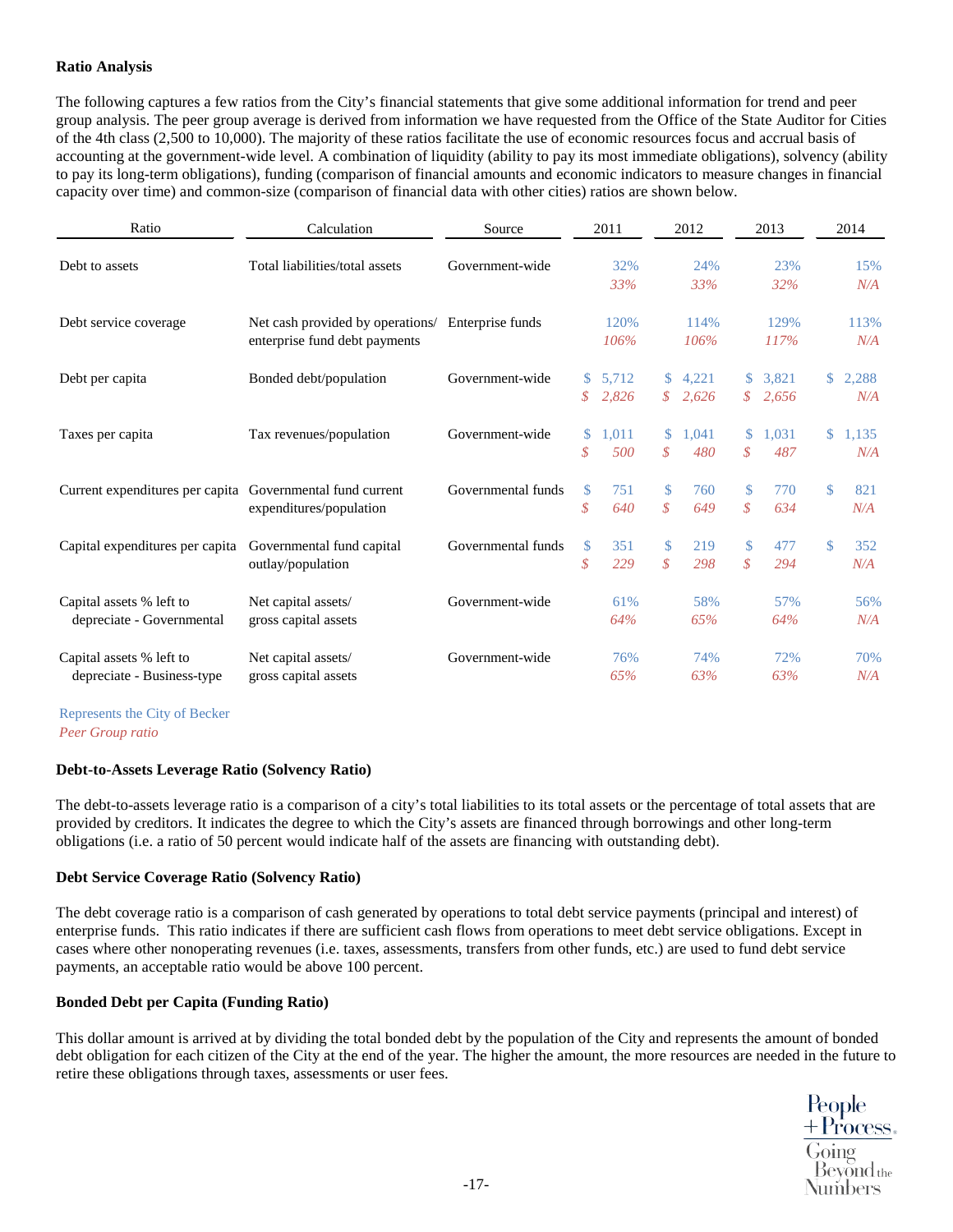### Ratio Analysis

The following captures a few ratios from the City's financial statements that give some additional information for trend and peer group analysis. The peer group average is derived from information we have requested from the Office of the State Auditor for Cities of the 4th class (2,500 to 10,000). The majority of these ratios facilitate the use of economic resources focus and accrual basis of accounting at the government-wide level. A combination of liquidity (ability to pay its most immediate obligations), solvency (ability to pay its long-term obligations), funding (comparison of financial amounts and economic indicators to measure changes in financial capacity over time) and common-size (comparison of financial data with other cities) ratios are shown below.

| Ratio | Calculation | Source | 2011 | 2012 | 2013 | 2014 |
|---|---|---|---|---|---|---|
| Debt to assets | Total liabilities/total assets | Government-wide | 32% | 24% | 23% | 15% |
| | | | *33%* | *33%* | *32%* | *N/A* |
| Debt service coverage | Net cash provided by operations/ enterprise fund debt payments | Enterprise funds | 120% | 114% | 129% | 113% |
| | | | *106%* | *106%* | *117%* | *N/A* |
| Debt per capita | Bonded debt/population | Government-wide | $ 5,712 | $ 4,221 | $ 3,821 | $ 2,288 |
| | | | *$ 2,826* | *$ 2,626* | *$ 2,656* | *N/A* |
| Taxes per capita | Tax revenues/population | Government-wide | $ 1,011 | $ 1,041 | $ 1,031 | $ 1,135 |
| | | | *$ 500* | *$ 480* | *$ 487* | *N/A* |
| Current expenditures per capita | Governmental fund current expenditures/population | Governmental funds | $ 751 | $ 760 | $ 770 | $ 821 |
| | | | *$ 640* | *$ 649* | *$ 634* | *N/A* |
| Capital expenditures per capita | Governmental fund capital outlay/population | Governmental funds | $ 351 | $ 219 | $ 477 | $ 352 |
| | | | *$ 229* | *$ 298* | *$ 294* | *N/A* |
| Capital assets % left to depreciate - Governmental | Net capital assets/ gross capital assets | Government-wide | 61% | 58% | 57% | 56% |
| | | | *64%* | *65%* | *64%* | *N/A* |
| Capital assets % left to depreciate - Business-type | Net capital assets/ gross capital assets | Government-wide | 76% | 74% | 72% | 70% |
| | | | *65%* | *63%* | *63%* | *N/A* |

Represents the City of Becker
*Peer Group ratio*

**Debt-to-Assets Leverage Ratio (Solvency Ratio)**

The debt-to-assets leverage ratio is a comparison of a city's total liabilities to its total assets or the percentage of total assets that are provided by creditors. It indicates the degree to which the City's assets are financed through borrowings and other long-term obligations (i.e. a ratio of 50 percent would indicate half of the assets are financing with outstanding debt).

**Debt Service Coverage Ratio (Solvency Ratio)**

The debt coverage ratio is a comparison of cash generated by operations to total debt service payments (principal and interest) of enterprise funds. This ratio indicates if there are sufficient cash flows from operations to meet debt service obligations. Except in cases where other nonoperating revenues (i.e. taxes, assessments, transfers from other funds, etc.) are used to fund debt service payments, an acceptable ratio would be above 100 percent.

**Bonded Debt per Capita (Funding Ratio)**

This dollar amount is arrived at by dividing the total bonded debt by the population of the City and represents the amount of bonded debt obligation for each citizen of the City at the end of the year. The higher the amount, the more resources are needed in the future to retire these obligations through taxes, assessments or user fees.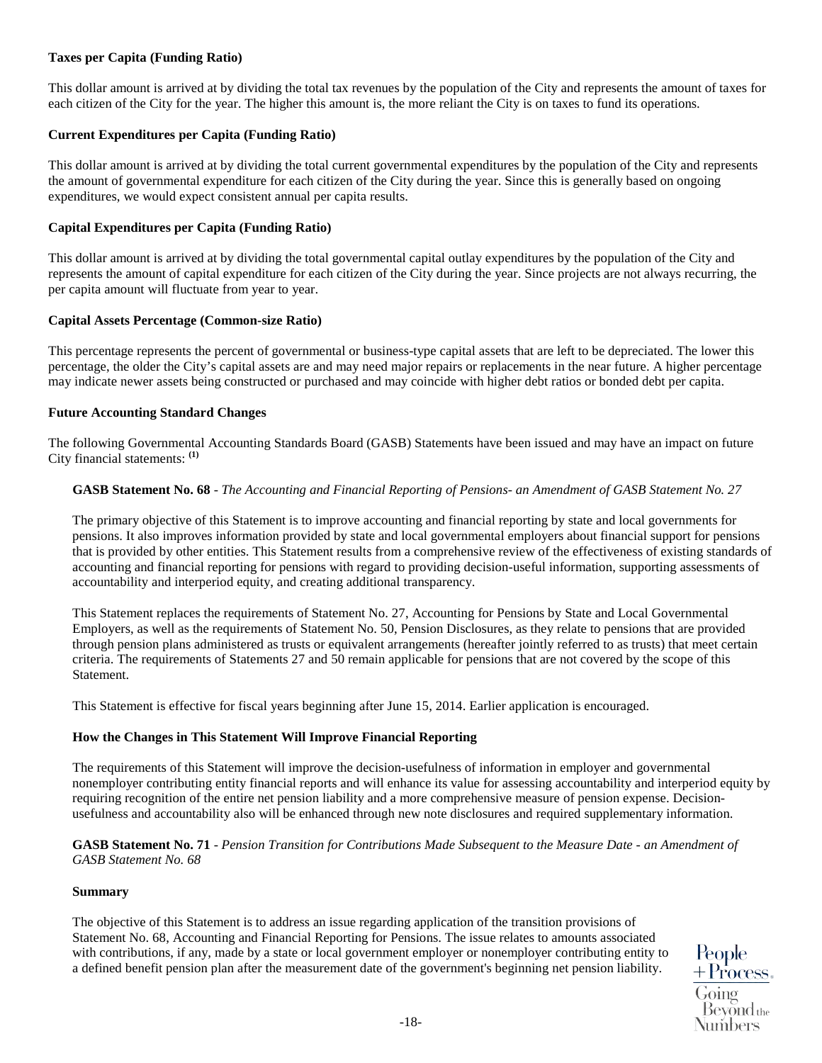**Taxes per Capita (Funding Ratio)**

This dollar amount is arrived at by dividing the total tax revenues by the population of the City and represents the amount of taxes for each citizen of the City for the year. The higher this amount is, the more reliant the City is on taxes to fund its operations.

**Current Expenditures per Capita (Funding Ratio)**

This dollar amount is arrived at by dividing the total current governmental expenditures by the population of the City and represents the amount of governmental expenditure for each citizen of the City during the year. Since this is generally based on ongoing expenditures, we would expect consistent annual per capita results.

**Capital Expenditures per Capita (Funding Ratio)**

This dollar amount is arrived at by dividing the total governmental capital outlay expenditures by the population of the City and represents the amount of capital expenditure for each citizen of the City during the year. Since projects are not always recurring, the per capita amount will fluctuate from year to year.

**Capital Assets Percentage (Common-size Ratio)**

This percentage represents the percent of governmental or business-type capital assets that are left to be depreciated. The lower this percentage, the older the City's capital assets are and may need major repairs or replacements in the near future. A higher percentage may indicate newer assets being constructed or purchased and may coincide with higher debt ratios or bonded debt per capita.

**Future Accounting Standard Changes**

The following Governmental Accounting Standards Board (GASB) Statements have been issued and may have an impact on future City financial statements: [(1)]

**GASB Statement No. 68** - *The Accounting and Financial Reporting of Pensions- an Amendment of GASB Statement No. 27*

The primary objective of this Statement is to improve accounting and financial reporting by state and local governments for pensions. It also improves information provided by state and local governmental employers about financial support for pensions that is provided by other entities. This Statement results from a comprehensive review of the effectiveness of existing standards of accounting and financial reporting for pensions with regard to providing decision-useful information, supporting assessments of accountability and interperiod equity, and creating additional transparency.

This Statement replaces the requirements of Statement No. 27, Accounting for Pensions by State and Local Governmental Employers, as well as the requirements of Statement No. 50, Pension Disclosures, as they relate to pensions that are provided through pension plans administered as trusts or equivalent arrangements (hereafter jointly referred to as trusts) that meet certain criteria. The requirements of Statements 27 and 50 remain applicable for pensions that are not covered by the scope of this Statement.

This Statement is effective for fiscal years beginning after June 15, 2014. Earlier application is encouraged.

**How the Changes in This Statement Will Improve Financial Reporting**

The requirements of this Statement will improve the decision-usefulness of information in employer and governmental nonemployer contributing entity financial reports and will enhance its value for assessing accountability and interperiod equity by requiring recognition of the entire net pension liability and a more comprehensive measure of pension expense. Decision-usefulness and accountability also will be enhanced through new note disclosures and required supplementary information.

**GASB Statement No. 71** - *Pension Transition for Contributions Made Subsequent to the Measure Date - an Amendment of GASB Statement No. 68*

**Summary**

The objective of this Statement is to address an issue regarding application of the transition provisions of Statement No. 68, Accounting and Financial Reporting for Pensions. The issue relates to amounts associated with contributions, if any, made by a state or local government employer or nonemployer contributing entity to a defined benefit pension plan after the measurement date of the government's beginning net pension liability.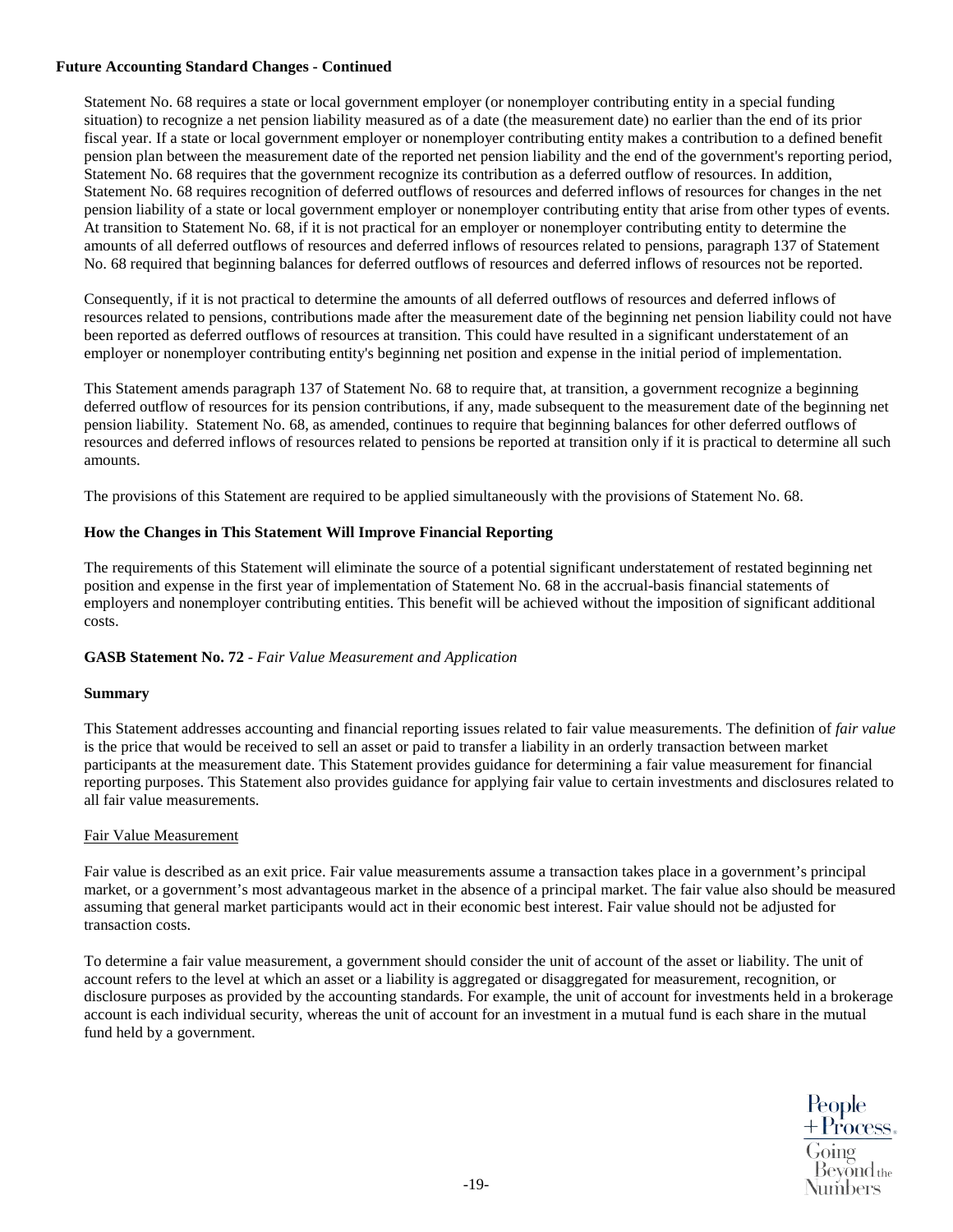**Future Accounting Standard Changes - Continued**

Statement No. 68 requires a state or local government employer (or nonemployer contributing entity in a special funding situation) to recognize a net pension liability measured as of a date (the measurement date) no earlier than the end of its prior fiscal year. If a state or local government employer or nonemployer contributing entity makes a contribution to a defined benefit pension plan between the measurement date of the reported net pension liability and the end of the government's reporting period, Statement No. 68 requires that the government recognize its contribution as a deferred outflow of resources. In addition, Statement No. 68 requires recognition of deferred outflows of resources and deferred inflows of resources for changes in the net pension liability of a state or local government employer or nonemployer contributing entity that arise from other types of events. At transition to Statement No. 68, if it is not practical for an employer or nonemployer contributing entity to determine the amounts of all deferred outflows of resources and deferred inflows of resources related to pensions, paragraph 137 of Statement No. 68 required that beginning balances for deferred outflows of resources and deferred inflows of resources not be reported.

Consequently, if it is not practical to determine the amounts of all deferred outflows of resources and deferred inflows of resources related to pensions, contributions made after the measurement date of the beginning net pension liability could not have been reported as deferred outflows of resources at transition. This could have resulted in a significant understatement of an employer or nonemployer contributing entity's beginning net position and expense in the initial period of implementation.

This Statement amends paragraph 137 of Statement No. 68 to require that, at transition, a government recognize a beginning deferred outflow of resources for its pension contributions, if any, made subsequent to the measurement date of the beginning net pension liability. Statement No. 68, as amended, continues to require that beginning balances for other deferred outflows of resources and deferred inflows of resources related to pensions be reported at transition only if it is practical to determine all such amounts.

The provisions of this Statement are required to be applied simultaneously with the provisions of Statement No. 68.

**How the Changes in This Statement Will Improve Financial Reporting**

The requirements of this Statement will eliminate the source of a potential significant understatement of restated beginning net position and expense in the first year of implementation of Statement No. 68 in the accrual-basis financial statements of employers and nonemployer contributing entities. This benefit will be achieved without the imposition of significant additional costs.

**GASB Statement No. 72** - *Fair Value Measurement and Application*

**Summary**

This Statement addresses accounting and financial reporting issues related to fair value measurements. The definition of *fair value* is the price that would be received to sell an asset or paid to transfer a liability in an orderly transaction between market participants at the measurement date. This Statement provides guidance for determining a fair value measurement for financial reporting purposes. This Statement also provides guidance for applying fair value to certain investments and disclosures related to all fair value measurements.

Fair Value Measurement

Fair value is described as an exit price. Fair value measurements assume a transaction takes place in a government's principal market, or a government's most advantageous market in the absence of a principal market. The fair value also should be measured assuming that general market participants would act in their economic best interest. Fair value should not be adjusted for transaction costs.

To determine a fair value measurement, a government should consider the unit of account of the asset or liability. The unit of account refers to the level at which an asset or a liability is aggregated or disaggregated for measurement, recognition, or disclosure purposes as provided by the accounting standards. For example, the unit of account for investments held in a brokerage account is each individual security, whereas the unit of account for an investment in a mutual fund is each share in the mutual fund held by a government.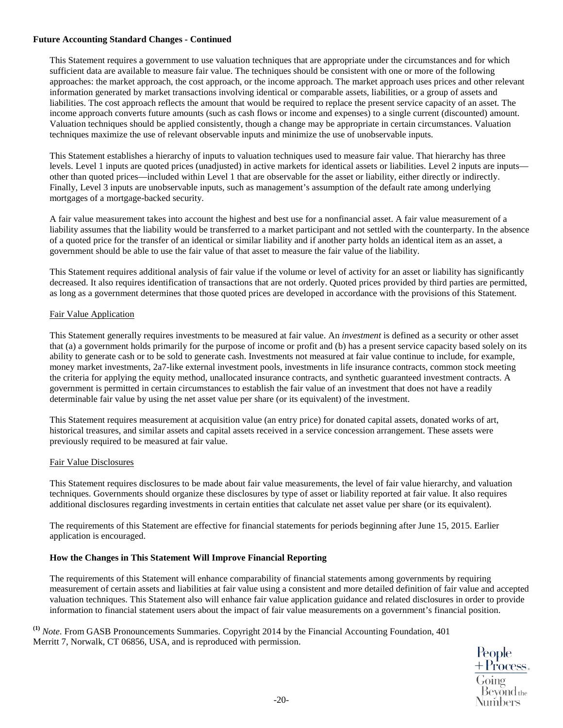**Future Accounting Standard Changes - Continued**

This Statement requires a government to use valuation techniques that are appropriate under the circumstances and for which sufficient data are available to measure fair value. The techniques should be consistent with one or more of the following approaches: the market approach, the cost approach, or the income approach. The market approach uses prices and other relevant information generated by market transactions involving identical or comparable assets, liabilities, or a group of assets and liabilities. The cost approach reflects the amount that would be required to replace the present service capacity of an asset. The income approach converts future amounts (such as cash flows or income and expenses) to a single current (discounted) amount. Valuation techniques should be applied consistently, though a change may be appropriate in certain circumstances. Valuation techniques maximize the use of relevant observable inputs and minimize the use of unobservable inputs.

This Statement establishes a hierarchy of inputs to valuation techniques used to measure fair value. That hierarchy has three levels. Level 1 inputs are quoted prices (unadjusted) in active markets for identical assets or liabilities. Level 2 inputs are inputs—other than quoted prices—included within Level 1 that are observable for the asset or liability, either directly or indirectly. Finally, Level 3 inputs are unobservable inputs, such as management's assumption of the default rate among underlying mortgages of a mortgage-backed security.

A fair value measurement takes into account the highest and best use for a nonfinancial asset. A fair value measurement of a liability assumes that the liability would be transferred to a market participant and not settled with the counterparty. In the absence of a quoted price for the transfer of an identical or similar liability and if another party holds an identical item as an asset, a government should be able to use the fair value of that asset to measure the fair value of the liability.

This Statement requires additional analysis of fair value if the volume or level of activity for an asset or liability has significantly decreased. It also requires identification of transactions that are not orderly. Quoted prices provided by third parties are permitted, as long as a government determines that those quoted prices are developed in accordance with the provisions of this Statement.

Fair Value Application

This Statement generally requires investments to be measured at fair value. An *investment* is defined as a security or other asset that (a) a government holds primarily for the purpose of income or profit and (b) has a present service capacity based solely on its ability to generate cash or to be sold to generate cash. Investments not measured at fair value continue to include, for example, money market investments, 2a7-like external investment pools, investments in life insurance contracts, common stock meeting the criteria for applying the equity method, unallocated insurance contracts, and synthetic guaranteed investment contracts. A government is permitted in certain circumstances to establish the fair value of an investment that does not have a readily determinable fair value by using the net asset value per share (or its equivalent) of the investment.

This Statement requires measurement at acquisition value (an entry price) for donated capital assets, donated works of art, historical treasures, and similar assets and capital assets received in a service concession arrangement. These assets were previously required to be measured at fair value.

Fair Value Disclosures

This Statement requires disclosures to be made about fair value measurements, the level of fair value hierarchy, and valuation techniques. Governments should organize these disclosures by type of asset or liability reported at fair value. It also requires additional disclosures regarding investments in certain entities that calculate net asset value per share (or its equivalent).

The requirements of this Statement are effective for financial statements for periods beginning after June 15, 2015. Earlier application is encouraged.

**How the Changes in This Statement Will Improve Financial Reporting**

The requirements of this Statement will enhance comparability of financial statements among governments by requiring measurement of certain assets and liabilities at fair value using a consistent and more detailed definition of fair value and accepted valuation techniques. This Statement also will enhance fair value application guidance and related disclosures in order to provide information to financial statement users about the impact of fair value measurements on a government's financial position.

[(1)] *Note*. From GASB Pronouncements Summaries. Copyright 2014 by the Financial Accounting Foundation, 401 Merritt 7, Norwalk, CT 06856, USA, and is reproduced with permission.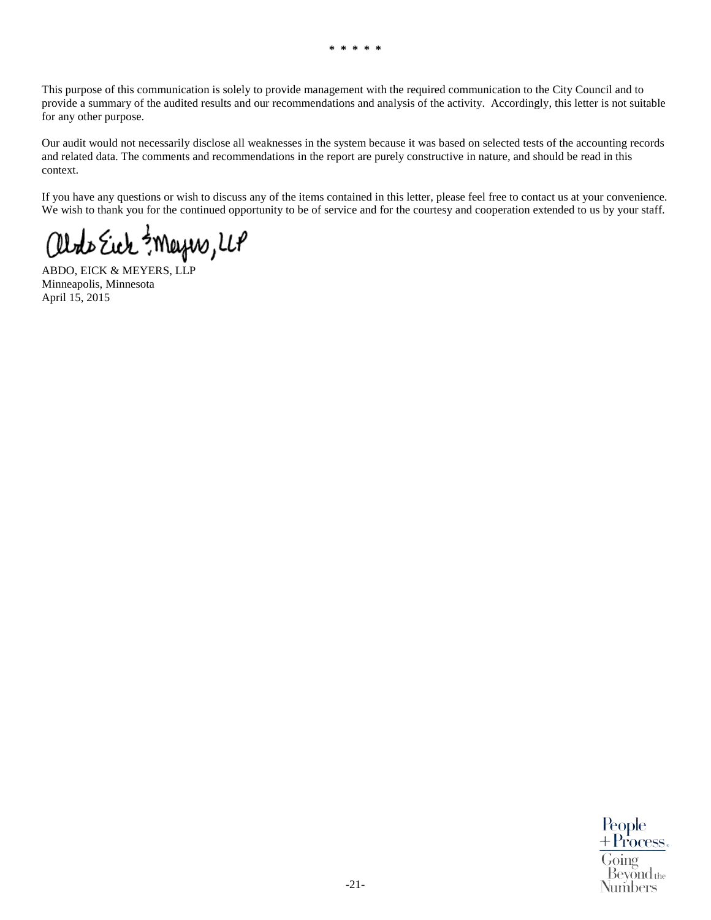* * * * *

This purpose of this communication is solely to provide management with the required communication to the City Council and to provide a summary of the audited results and our recommendations and analysis of the activity. Accordingly, this letter is not suitable for any other purpose.

Our audit would not necessarily disclose all weaknesses in the system because it was based on selected tests of the accounting records and related data. The comments and recommendations in the report are purely constructive in nature, and should be read in this context.

If you have any questions or wish to discuss any of the items contained in this letter, please feel free to contact us at your convenience. We wish to thank you for the continued opportunity to be of service and for the courtesy and cooperation extended to us by your staff.

Abdo Eick & Meyers, LLP

ABDO, EICK & MEYERS, LLP
Minneapolis, Minnesota
April 15, 2015

People + Process. Going Beyond the Numbers